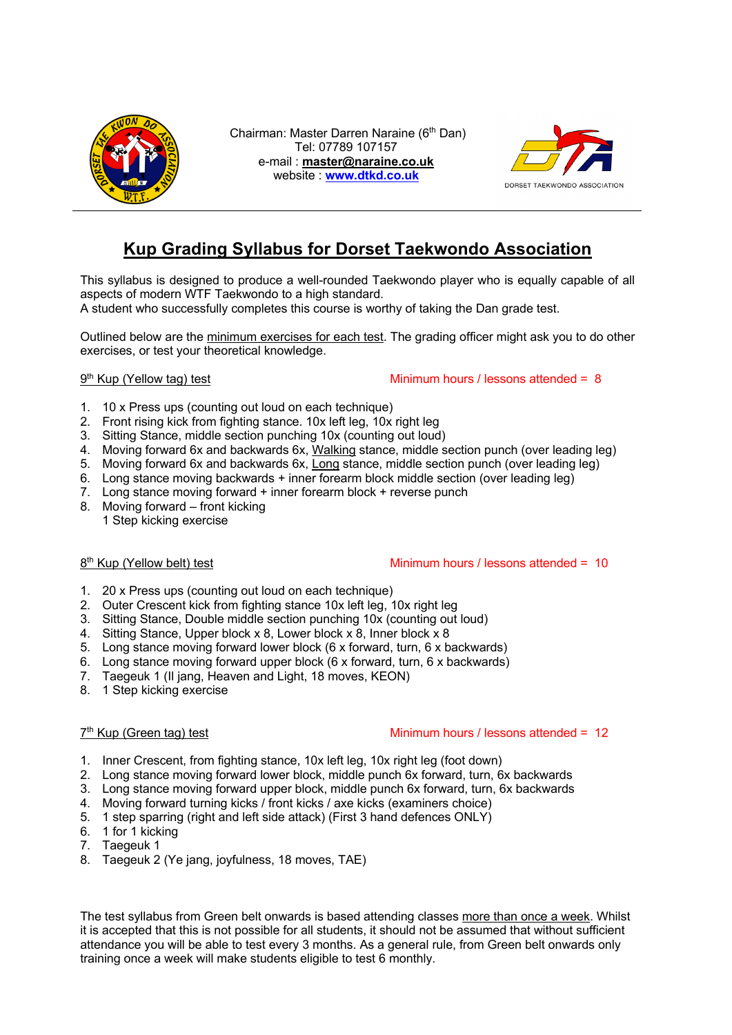Chairman: Master Darren Naraine (6th Dan)
Tel: 07789 107157
e-mail : **master@naraine.co.uk**
website : **www.dtkd.co.uk**

# Kup Grading Syllabus for Dorset Taekwondo Association

This syllabus is designed to produce a well-rounded Taekwondo player who is equally capable of all aspects of modern WTF Taekwondo to a high standard.
A student who successfully completes this course is worthy of taking the Dan grade test.

Outlined below are the minimum exercises for each test. The grading officer might ask you to do other exercises, or test your theoretical knowledge.

## 9th Kup (Yellow tag) test

Minimum hours / lessons attended = 8

1. 10 x Press ups (counting out loud on each technique)
2. Front rising kick from fighting stance. 10x left leg, 10x right leg
3. Sitting Stance, middle section punching 10x (counting out loud)
4. Moving forward 6x and backwards 6x, Walking stance, middle section punch (over leading leg)
5. Moving forward 6x and backwards 6x, Long stance, middle section punch (over leading leg)
6. Long stance moving backwards + inner forearm block middle section (over leading leg)
7. Long stance moving forward + inner forearm block + reverse punch
8. Moving forward – front kicking
   1 Step kicking exercise

## 8th Kup (Yellow belt) test

Minimum hours / lessons attended = 10

1. 20 x Press ups (counting out loud on each technique)
2. Outer Crescent kick from fighting stance 10x left leg, 10x right leg
3. Sitting Stance, Double middle section punching 10x (counting out loud)
4. Sitting Stance, Upper block x 8, Lower block x 8, Inner block x 8
5. Long stance moving forward lower block (6 x forward, turn, 6 x backwards)
6. Long stance moving forward upper block (6 x forward, turn, 6 x backwards)
7. Taegeuk 1 (Il jang, Heaven and Light, 18 moves, KEON)
8. 1 Step kicking exercise

## 7th Kup (Green tag) test

Minimum hours / lessons attended = 12

1. Inner Crescent, from fighting stance, 10x left leg, 10x right leg (foot down)
2. Long stance moving forward lower block, middle punch 6x forward, turn, 6x backwards
3. Long stance moving forward upper block, middle punch 6x forward, turn, 6x backwards
4. Moving forward turning kicks / front kicks / axe kicks (examiners choice)
5. 1 step sparring (right and left side attack) (First 3 hand defences ONLY)
6. 1 for 1 kicking
7. Taegeuk 1
8. Taegeuk 2 (Ye jang, joyfulness, 18 moves, TAE)

The test syllabus from Green belt onwards is based attending classes more than once a week. Whilst it is accepted that this is not possible for all students, it should not be assumed that without sufficient attendance you will be able to test every 3 months. As a general rule, from Green belt onwards only training once a week will make students eligible to test 6 monthly.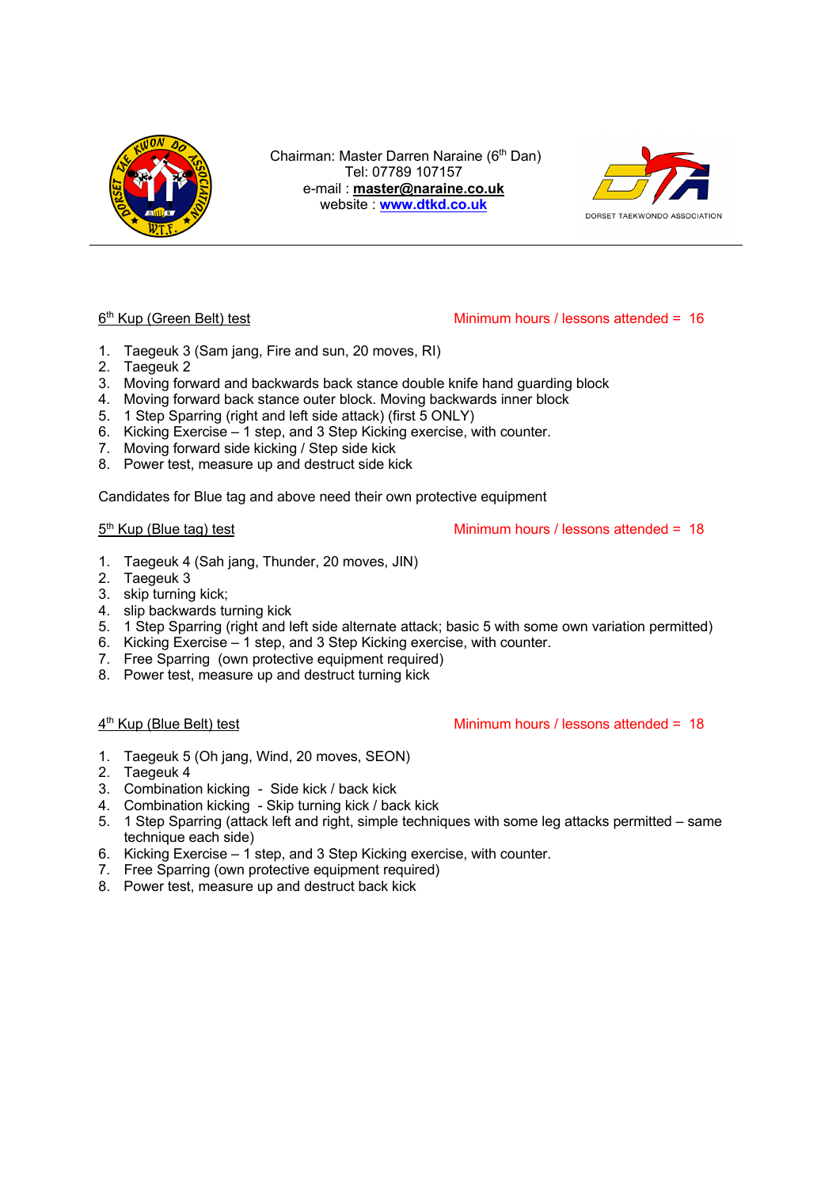Chairman: Master Darren Naraine (6th Dan)
Tel: 07789 107157
e-mail : **master@naraine.co.uk**
website : **www.dtkd.co.uk**

6th Kup (Green Belt) test — Minimum hours / lessons attended = 16

1. Taegeuk 3 (Sam jang, Fire and sun, 20 moves, RI)
2. Taegeuk 2
3. Moving forward and backwards back stance double knife hand guarding block
4. Moving forward back stance outer block. Moving backwards inner block
5. 1 Step Sparring (right and left side attack) (first 5 ONLY)
6. Kicking Exercise – 1 step, and 3 Step Kicking exercise, with counter.
7. Moving forward side kicking / Step side kick
8. Power test, measure up and destruct side kick

Candidates for Blue tag and above need their own protective equipment

5th Kup (Blue tag) test — Minimum hours / lessons attended = 18

1. Taegeuk 4 (Sah jang, Thunder, 20 moves, JIN)
2. Taegeuk 3
3. skip turning kick;
4. slip backwards turning kick
5. 1 Step Sparring (right and left side alternate attack; basic 5 with some own variation permitted)
6. Kicking Exercise – 1 step, and 3 Step Kicking exercise, with counter.
7. Free Sparring (own protective equipment required)
8. Power test, measure up and destruct turning kick

4th Kup (Blue Belt) test — Minimum hours / lessons attended = 18

1. Taegeuk 5 (Oh jang, Wind, 20 moves, SEON)
2. Taegeuk 4
3. Combination kicking - Side kick / back kick
4. Combination kicking - Skip turning kick / back kick
5. 1 Step Sparring (attack left and right, simple techniques with some leg attacks permitted – same technique each side)
6. Kicking Exercise – 1 step, and 3 Step Kicking exercise, with counter.
7. Free Sparring (own protective equipment required)
8. Power test, measure up and destruct back kick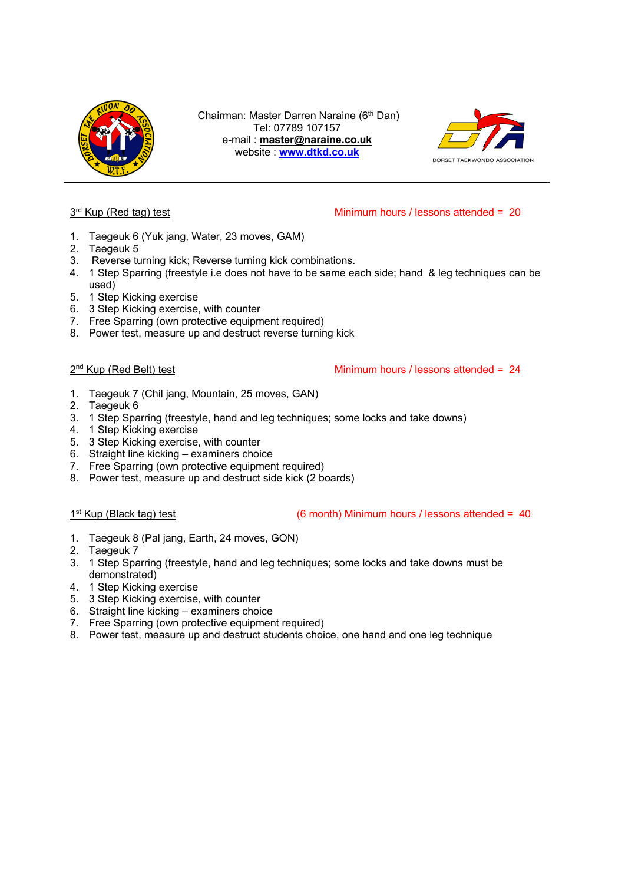Chairman: Master Darren Naraine (6th Dan)
Tel: 07789 107157
e-mail : **master@naraine.co.uk**
website : **www.dtkd.co.uk**

---

## 3rd Kup (Red tag) test

Minimum hours / lessons attended = 20

1. Taegeuk 6 (Yuk jang, Water, 23 moves, GAM)
2. Taegeuk 5
3. Reverse turning kick; Reverse turning kick combinations.
4. 1 Step Sparring (freestyle i.e does not have to be same each side; hand & leg techniques can be used)
5. 1 Step Kicking exercise
6. 3 Step Kicking exercise, with counter
7. Free Sparring (own protective equipment required)
8. Power test, measure up and destruct reverse turning kick

## 2nd Kup (Red Belt) test

Minimum hours / lessons attended = 24

1. Taegeuk 7 (Chil jang, Mountain, 25 moves, GAN)
2. Taegeuk 6
3. 1 Step Sparring (freestyle, hand and leg techniques; some locks and take downs)
4. 1 Step Kicking exercise
5. 3 Step Kicking exercise, with counter
6. Straight line kicking – examiners choice
7. Free Sparring (own protective equipment required)
8. Power test, measure up and destruct side kick (2 boards)

## 1st Kup (Black tag) test

(6 month) Minimum hours / lessons attended = 40

1. Taegeuk 8 (Pal jang, Earth, 24 moves, GON)
2. Taegeuk 7
3. 1 Step Sparring (freestyle, hand and leg techniques; some locks and take downs must be demonstrated)
4. 1 Step Kicking exercise
5. 3 Step Kicking exercise, with counter
6. Straight line kicking – examiners choice
7. Free Sparring (own protective equipment required)
8. Power test, measure up and destruct students choice, one hand and one leg technique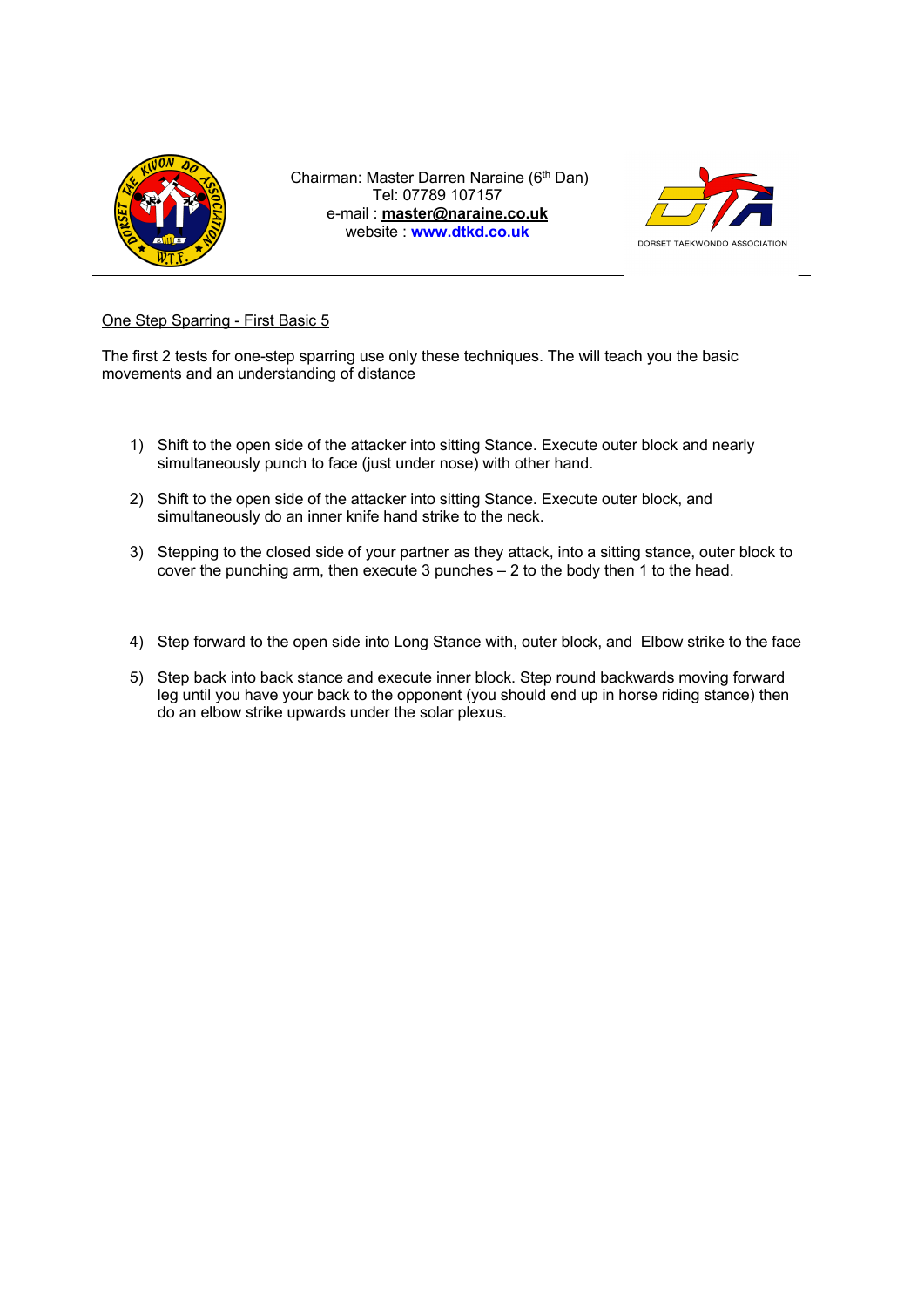Chairman: Master Darren Naraine (6th Dan)
Tel: 07789 107157
e-mail : **master@naraine.co.uk**
website : **www.dtkd.co.uk**

DORSET TAEKWONDO ASSOCIATION

One Step Sparring - First Basic 5

The first 2 tests for one-step sparring use only these techniques. The will teach you the basic movements and an understanding of distance

1) Shift to the open side of the attacker into sitting Stance. Execute outer block and nearly simultaneously punch to face (just under nose) with other hand.
2) Shift to the open side of the attacker into sitting Stance. Execute outer block, and simultaneously do an inner knife hand strike to the neck.
3) Stepping to the closed side of your partner as they attack, into a sitting stance, outer block to cover the punching arm, then execute 3 punches – 2 to the body then 1 to the head.
4) Step forward to the open side into Long Stance with, outer block, and Elbow strike to the face
5) Step back into back stance and execute inner block. Step round backwards moving forward leg until you have your back to the opponent (you should end up in horse riding stance) then do an elbow strike upwards under the solar plexus.